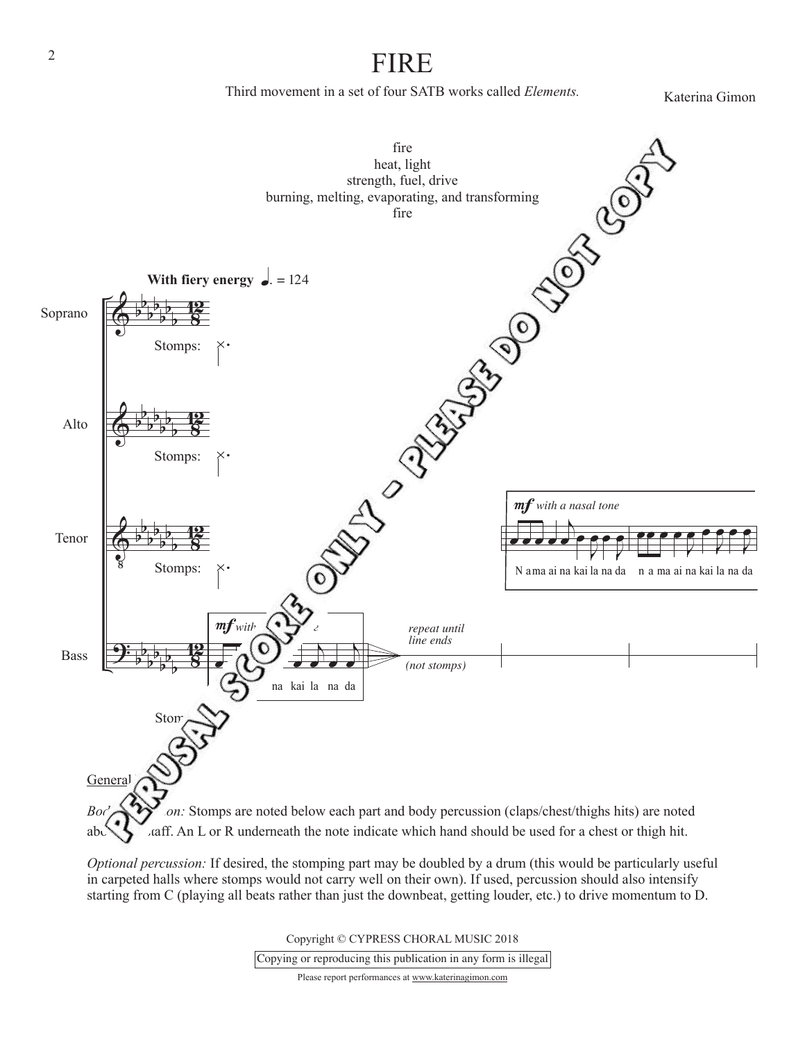# FIRE

Third movement in a set of four SATB works called *Elements.*

Katerina Gimon

fire
heat, light
strength, fuel, drive
burning, melting, evaporating, and transforming
fire

General

*Body percussion:* Stomps are noted below each part and body percussion (claps/chest/thighs hits) are noted above the staff. An L or R underneath the note indicate which hand should be used for a chest or thigh hit.

*Optional percussion:* If desired, the stomping part may be doubled by a drum (this would be particularly useful in carpeted halls where stomps would not carry well on their own). If used, percussion should also intensify starting from C (playing all beats rather than just the downbeat, getting louder, etc.) to drive momentum to D.

Copyright © CYPRESS CHORAL MUSIC 2018

Copying or reproducing this publication in any form is illegal

Please report performances at www.katerinagimon.com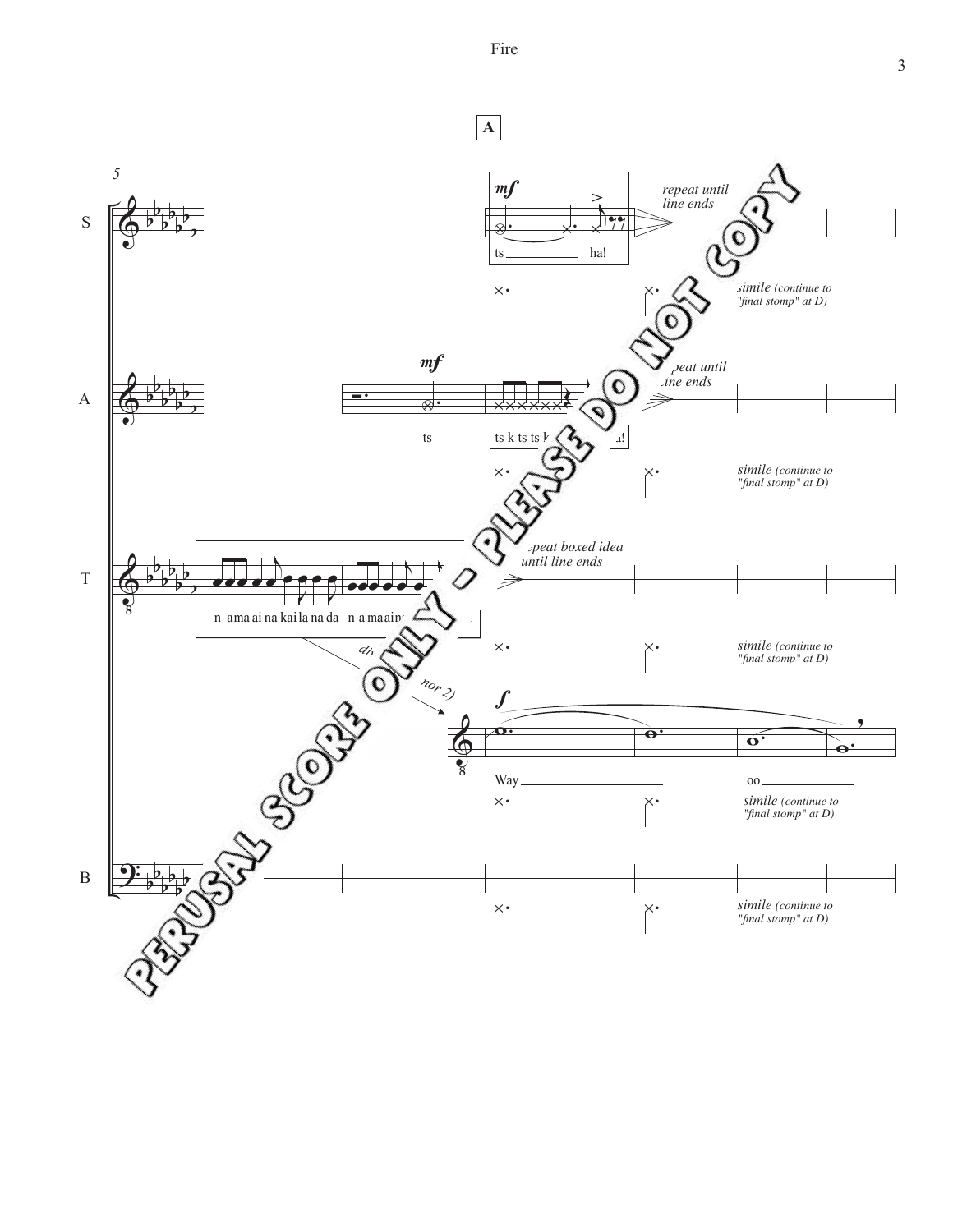**A**

5

S — *mf* ts ha! — *repeat until line ends* — *simile (continue to "final stomp" at D)*

A — *mf* ts — ts k ts ts k ... ha! — *repeat until line ends* — *simile (continue to "final stomp" at D)*

T — n ama ai na kai la na da n a ma ain... — *repeat boxed idea until line ends* — *simile (continue to "final stomp" at D)*

*div. (... nor 2)* — *f* Way oo — *simile (continue to "final stomp" at D)*

B — *simile (continue to "final stomp" at D)*

PERUSAL SCORE ONLY - PLEASE DO NOT COPY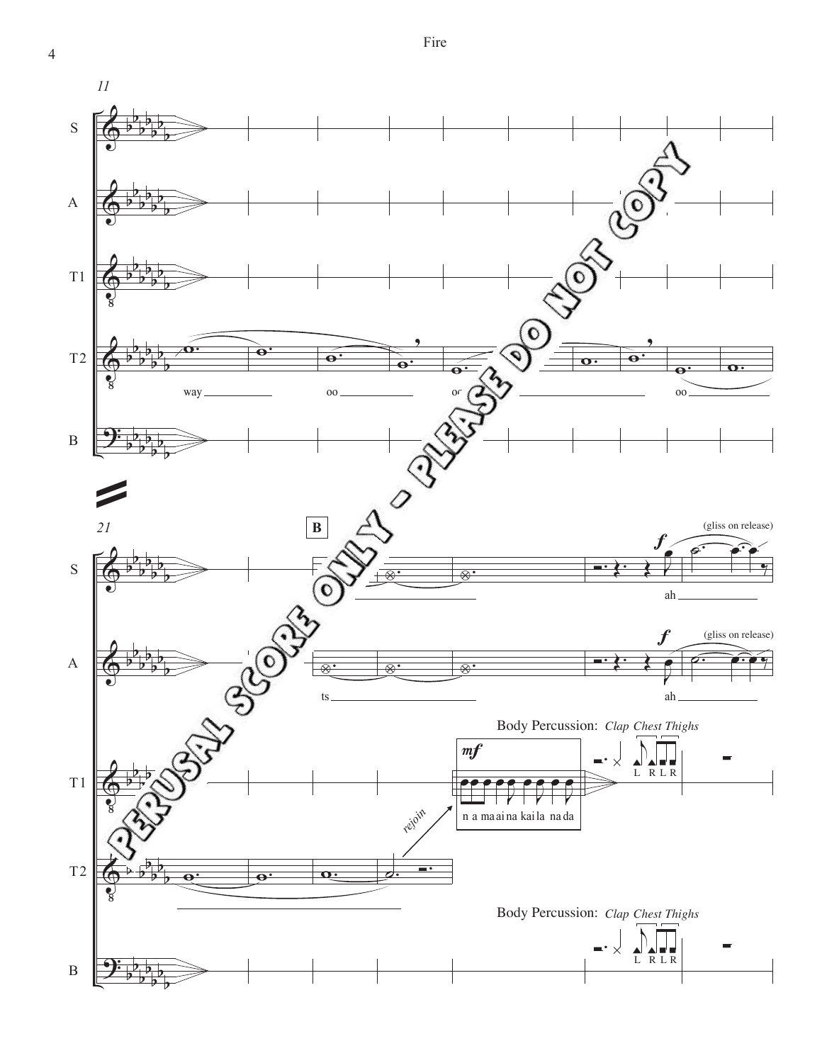11

S

A

T1

T2

way oo oo oo

B

21

**B**

S

*f* (gliss on release)

ah

A

ts

*f* (gliss on release)

ah

Body Percussion: *Clap Chest Thighs*

T1

*mf*

n a maai na kaila na da

L R L R

T2

*rejoin*

Body Percussion: *Clap Chest Thighs*

B

L R L R

PERUSAL SCORE ONLY - PLEASE DO NOT COPY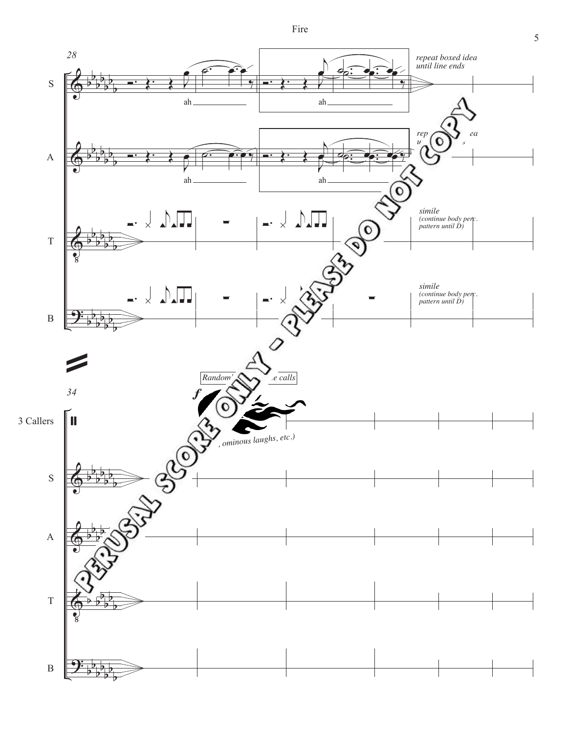28

S

ah ah

*repeat boxed idea until line ends*

A

ah ah

*rep... ea u... s*

T

*simile (continue body perc. pattern until D)*

B

*simile (continue body perc. pattern until D)*

34

3 Callers

*Random... e calls*

***f***

*, ominous laughs, etc.)*

S

A

T

B

PERUSAL SCORE ONLY - PLEASE DO NOT COPY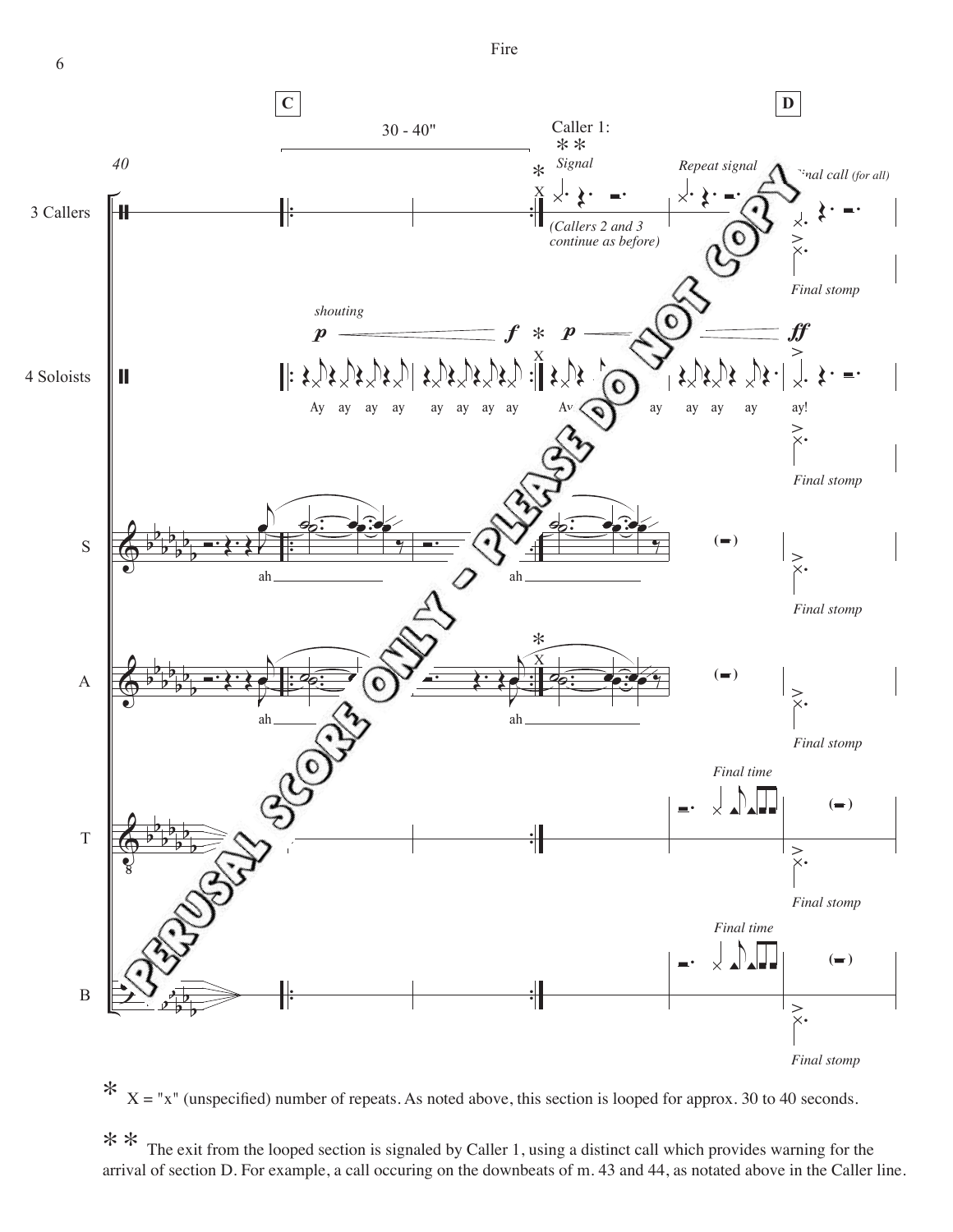\* X = "x" (unspecified) number of repeats. As noted above, this section is looped for approx. 30 to 40 seconds.

\*\* The exit from the looped section is signaled by Caller 1, using a distinct call which provides warning for the arrival of section D. For example, a call occuring on the downbeats of m. 43 and 44, as notated above in the Caller line.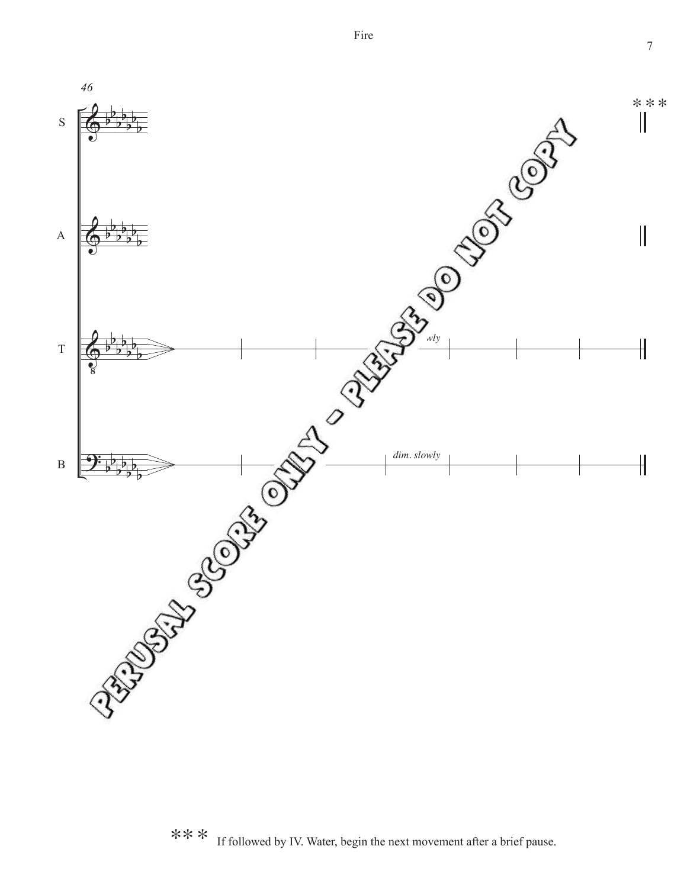46

S

A

T

B

*dim. slowly*

PERUSAL SCORE ONLY - PLEASE DO NOT COPY

*** If followed by IV. Water, begin the next movement after a brief pause.